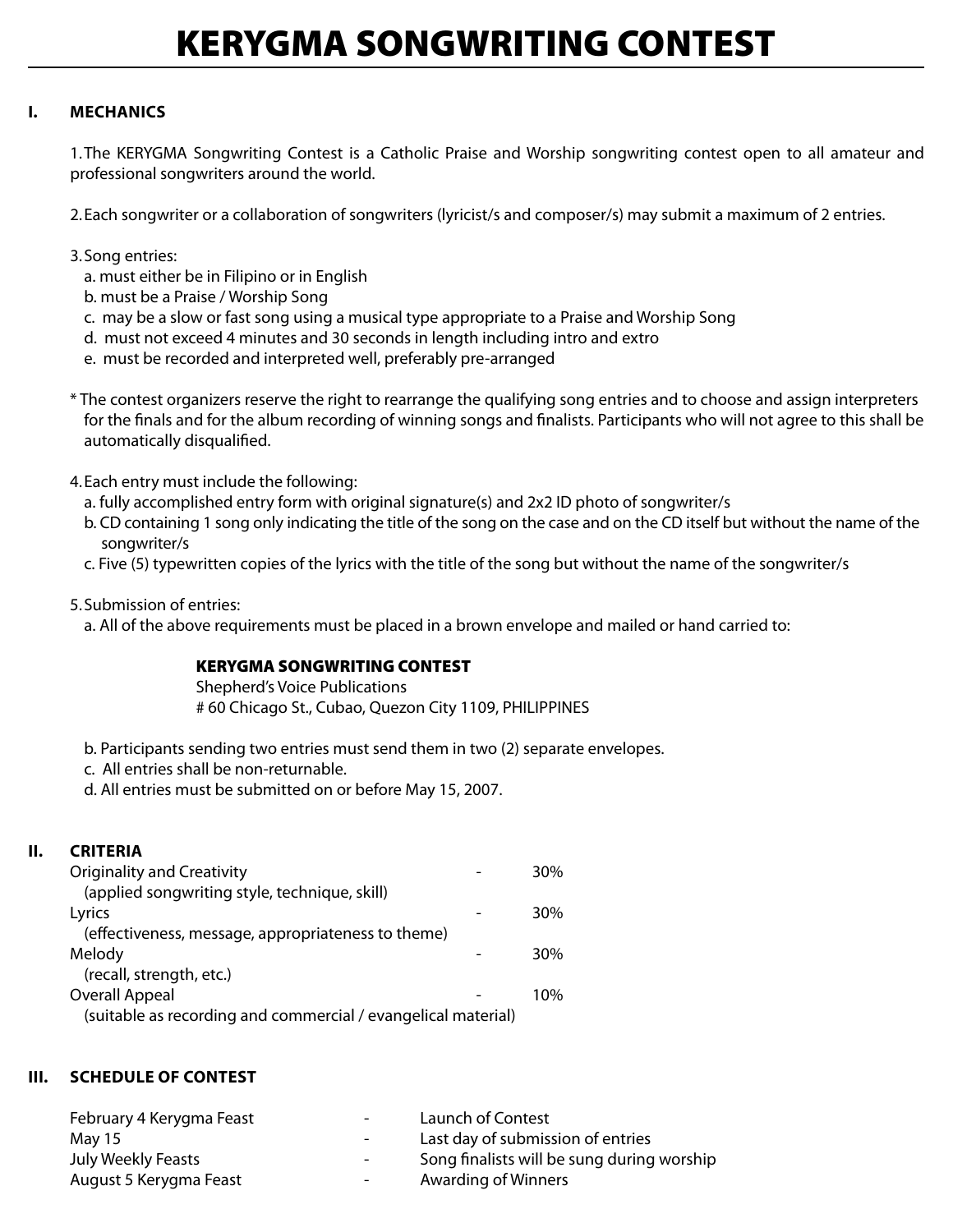# KERYGMA SONGWRITING CONTEST

## I. MECHANICS

1. The KERYGMA Songwriting Contest is a Catholic Praise and Worship songwriting contest open to all amateur and professional songwriters around the world.

2. Each songwriter or a collaboration of songwriters (lyricist/s and composer/s) may submit a maximum of 2 entries.

3. Song entries:
   a. must either be in Filipino or in English
   b. must be a Praise / Worship Song
   c. may be a slow or fast song using a musical type appropriate to a Praise and Worship Song
   d. must not exceed 4 minutes and 30 seconds in length including intro and extro
   e. must be recorded and interpreted well, preferably pre-arranged

\* The contest organizers reserve the right to rearrange the qualifying song entries and to choose and assign interpreters for the finals and for the album recording of winning songs and finalists. Participants who will not agree to this shall be automatically disqualified.

4. Each entry must include the following:
   a. fully accomplished entry form with original signature(s) and 2x2 ID photo of songwriter/s
   b. CD containing 1 song only indicating the title of the song on the case and on the CD itself but without the name of the songwriter/s
   c. Five (5) typewritten copies of the lyrics with the title of the song but without the name of the songwriter/s

5. Submission of entries:
   a. All of the above requirements must be placed in a brown envelope and mailed or hand carried to:

      **KERYGMA SONGWRITING CONTEST**
      Shepherd's Voice Publications
      # 60 Chicago St., Cubao, Quezon City 1109, PHILIPPINES

   b. Participants sending two entries must send them in two (2) separate envelopes.
   c. All entries shall be non-returnable.
   d. All entries must be submitted on or before May 15, 2007.

## II. CRITERIA

| | | |
|---|---|---|
| Originality and Creativity<br>(applied songwriting style, technique, skill) | - | 30% |
| Lyrics<br>(effectiveness, message, appropriateness to theme) | - | 30% |
| Melody<br>(recall, strength, etc.) | - | 30% |
| Overall Appeal<br>(suitable as recording and commercial / evangelical material) | - | 10% |

## III. SCHEDULE OF CONTEST

| | | |
|---|---|---|
| February 4 Kerygma Feast | - | Launch of Contest |
| May 15 | - | Last day of submission of entries |
| July Weekly Feasts | - | Song finalists will be sung during worship |
| August 5 Kerygma Feast | - | Awarding of Winners |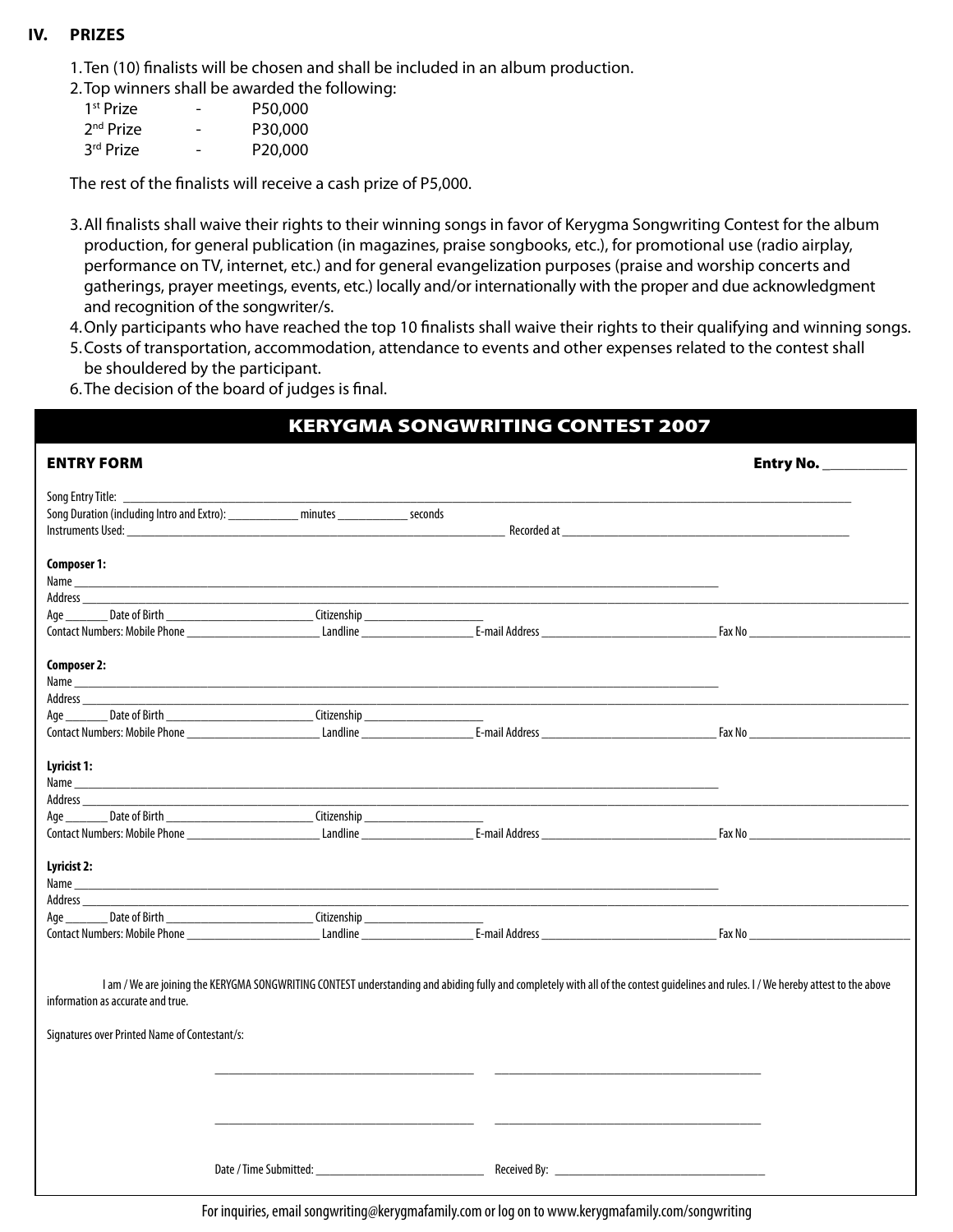## IV. PRIZES

1. Ten (10) finalists will be chosen and shall be included in an album production.
2. Top winners shall be awarded the following:

   1st Prize - P50,000
   2nd Prize - P30,000
   3rd Prize - P20,000

   The rest of the finalists will receive a cash prize of P5,000.

3. All finalists shall waive their rights to their winning songs in favor of Kerygma Songwriting Contest for the album production, for general publication (in magazines, praise songbooks, etc.), for promotional use (radio airplay, performance on TV, internet, etc.) and for general evangelization purposes (praise and worship concerts and gatherings, prayer meetings, events, etc.) locally and/or internationally with the proper and due acknowledgment and recognition of the songwriter/s.
4. Only participants who have reached the top 10 finalists shall waive their rights to their qualifying and winning songs.
5. Costs of transportation, accommodation, attendance to events and other expenses related to the contest shall be shouldered by the participant.
6. The decision of the board of judges is final.

## KERYGMA SONGWRITING CONTEST 2007

**ENTRY FORM** **Entry No. ___________**

Song Entry Title: ______________________________

Song Duration (including Intro and Extro): ____________ minutes ____________ seconds

Instruments Used: ______________________________ Recorded at ______________________________

**Composer 1:**

Name ______________________________

Address ______________________________

Age _______ Date of Birth ________________ Citizenship ________________

Contact Numbers: Mobile Phone ________________ Landline ________________ E-mail Address ________________ Fax No ________________

**Composer 2:**

Name ______________________________

Address ______________________________

Age _______ Date of Birth ________________ Citizenship ________________

Contact Numbers: Mobile Phone ________________ Landline ________________ E-mail Address ________________ Fax No ________________

**Lyricist 1:**

Name ______________________________

Address ______________________________

Age _______ Date of Birth ________________ Citizenship ________________

Contact Numbers: Mobile Phone ________________ Landline ________________ E-mail Address ________________ Fax No ________________

**Lyricist 2:**

Name ______________________________

Address ______________________________

Age _______ Date of Birth ________________ Citizenship ________________

Contact Numbers: Mobile Phone ________________ Landline ________________ E-mail Address ________________ Fax No ________________

I am / We are joining the KERYGMA SONGWRITING CONTEST understanding and abiding fully and completely with all of the contest guidelines and rules. I / We hereby attest to the above information as accurate and true.

Signatures over Printed Name of Contestant/s:

______________________________ ______________________________

______________________________ ______________________________

Date / Time Submitted: ________________ Received By: ________________

For inquiries, email songwriting@kerygmafamily.com or log on to www.kerygmafamily.com/songwriting